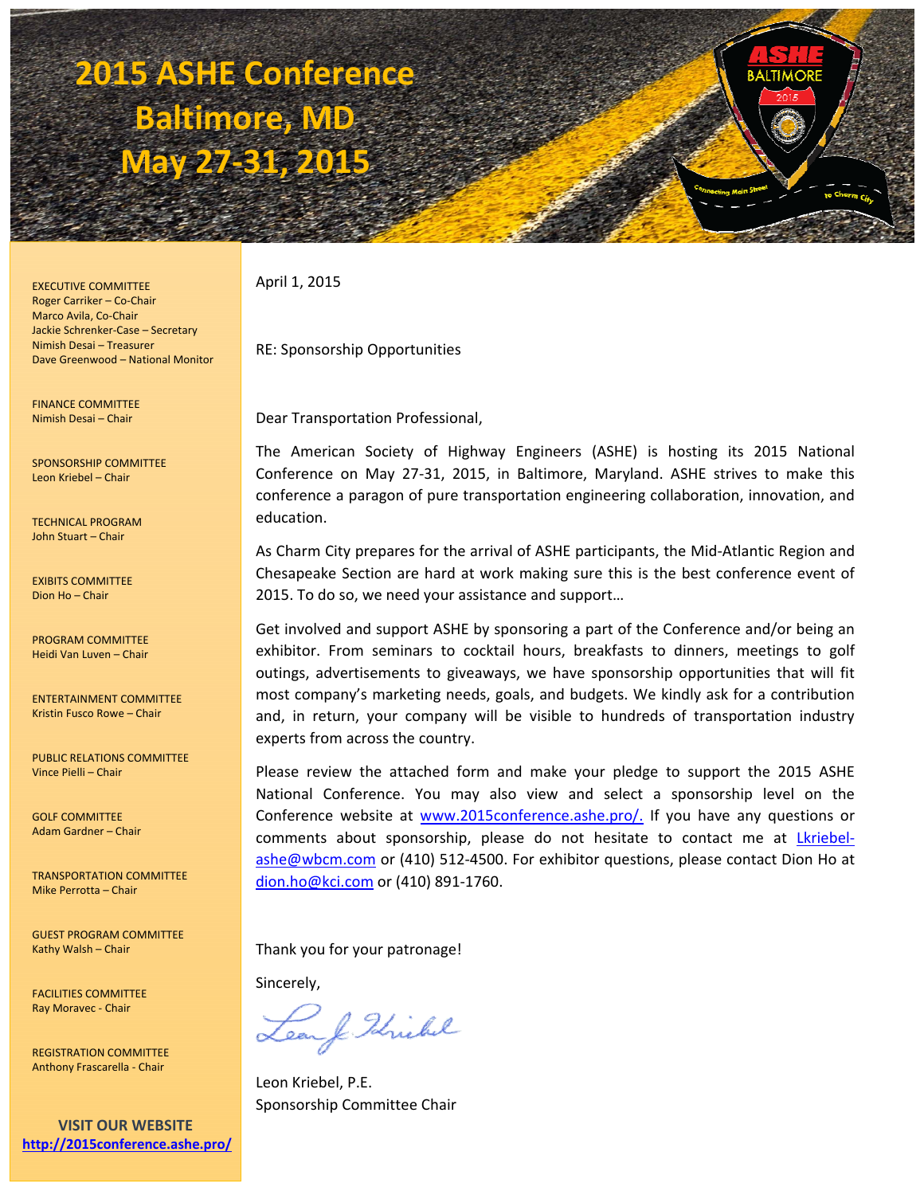# 2015 ASHE Conference
# Baltimore, MD
# May 27-31, 2015

EXECUTIVE COMMITTEE
Roger Carriker – Co-Chair
Marco Avila, Co-Chair
Jackie Schrenker-Case – Secretary
Nimish Desai – Treasurer
Dave Greenwood – National Monitor

FINANCE COMMITTEE
Nimish Desai – Chair

SPONSORSHIP COMMITTEE
Leon Kriebel – Chair

TECHNICAL PROGRAM
John Stuart – Chair

EXIBITS COMMITTEE
Dion Ho – Chair

PROGRAM COMMITTEE
Heidi Van Luven – Chair

ENTERTAINMENT COMMITTEE
Kristin Fusco Rowe – Chair

PUBLIC RELATIONS COMMITTEE
Vince Pielli – Chair

GOLF COMMITTEE
Adam Gardner – Chair

TRANSPORTATION COMMITTEE
Mike Perrotta – Chair

GUEST PROGRAM COMMITTEE
Kathy Walsh – Chair

FACILITIES COMMITTEE
Ray Moravec - Chair

REGISTRATION COMMITTEE
Anthony Frascarella - Chair

**VISIT OUR WEBSITE**
**http://2015conference.ashe.pro/**

April 1, 2015

RE: Sponsorship Opportunities

Dear Transportation Professional,

The American Society of Highway Engineers (ASHE) is hosting its 2015 National Conference on May 27-31, 2015, in Baltimore, Maryland. ASHE strives to make this conference a paragon of pure transportation engineering collaboration, innovation, and education.

As Charm City prepares for the arrival of ASHE participants, the Mid-Atlantic Region and Chesapeake Section are hard at work making sure this is the best conference event of 2015. To do so, we need your assistance and support…

Get involved and support ASHE by sponsoring a part of the Conference and/or being an exhibitor. From seminars to cocktail hours, breakfasts to dinners, meetings to golf outings, advertisements to giveaways, we have sponsorship opportunities that will fit most company's marketing needs, goals, and budgets. We kindly ask for a contribution and, in return, your company will be visible to hundreds of transportation industry experts from across the country.

Please review the attached form and make your pledge to support the 2015 ASHE National Conference. You may also view and select a sponsorship level on the Conference website at www.2015conference.ashe.pro/. If you have any questions or comments about sponsorship, please do not hesitate to contact me at Lkriebel-ashe@wbcm.com or (410) 512-4500. For exhibitor questions, please contact Dion Ho at dion.ho@kci.com or (410) 891-1760.

Thank you for your patronage!

Sincerely,

Leon Kriebel, P.E.
Sponsorship Committee Chair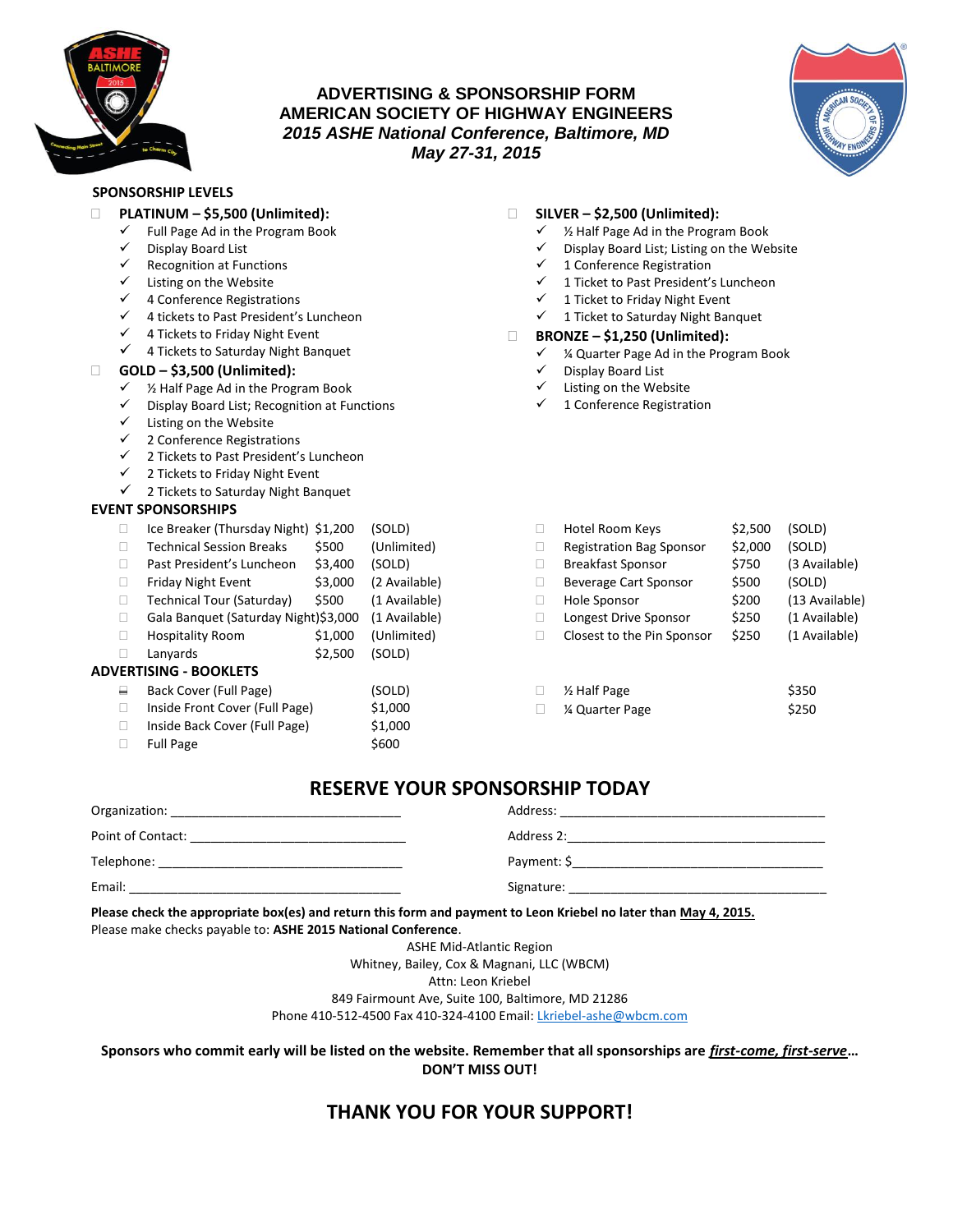# ADVERTISING & SPONSORSHIP FORM
# AMERICAN SOCIETY OF HIGHWAY ENGINEERS
## *2015 ASHE National Conference, Baltimore, MD*
## *May 27-31, 2015*

### SPONSORSHIP LEVELS

☐ **PLATINUM – $5,500 (Unlimited):**
- ✓ Full Page Ad in the Program Book
- ✓ Display Board List
- ✓ Recognition at Functions
- ✓ Listing on the Website
- ✓ 4 Conference Registrations
- ✓ 4 tickets to Past President's Luncheon
- ✓ 4 Tickets to Friday Night Event
- ✓ 4 Tickets to Saturday Night Banquet

☐ **GOLD – $3,500 (Unlimited):**
- ✓ ½ Half Page Ad in the Program Book
- ✓ Display Board List; Recognition at Functions
- ✓ Listing on the Website
- ✓ 2 Conference Registrations
- ✓ 2 Tickets to Past President's Luncheon
- ✓ 2 Tickets to Friday Night Event
- ✓ 2 Tickets to Saturday Night Banquet

☐ **SILVER – $2,500 (Unlimited):**
- ✓ ½ Half Page Ad in the Program Book
- ✓ Display Board List; Listing on the Website
- ✓ 1 Conference Registration
- ✓ 1 Ticket to Past President's Luncheon
- ✓ 1 Ticket to Friday Night Event
- ✓ 1 Ticket to Saturday Night Banquet

☐ **BRONZE – $1,250 (Unlimited):**
- ✓ ¼ Quarter Page Ad in the Program Book
- ✓ Display Board List
- ✓ Listing on the Website
- ✓ 1 Conference Registration

### EVENT SPONSORSHIPS

| | Event | Price | Availability |
|---|---|---|---|
| ☐ | Ice Breaker (Thursday Night) | $1,200 | (SOLD) |
| ☐ | Technical Session Breaks | $500 | (Unlimited) |
| ☐ | Past President's Luncheon | $3,400 | (SOLD) |
| ☐ | Friday Night Event | $3,000 | (2 Available) |
| ☐ | Technical Tour (Saturday) | $500 | (1 Available) |
| ☐ | Gala Banquet (Saturday Night) | $3,000 | (1 Available) |
| ☐ | Hospitality Room | $1,000 | (Unlimited) |
| ☐ | Lanyards | $2,500 | (SOLD) |
| ☐ | Hotel Room Keys | $2,500 | (SOLD) |
| ☐ | Registration Bag Sponsor | $2,000 | (SOLD) |
| ☐ | Breakfast Sponsor | $750 | (3 Available) |
| ☐ | Beverage Cart Sponsor | $500 | (SOLD) |
| ☐ | Hole Sponsor | $200 | (13 Available) |
| ☐ | Longest Drive Sponsor | $250 | (1 Available) |
| ☐ | Closest to the Pin Sponsor | $250 | (1 Available) |

### ADVERTISING - BOOKLETS

| | Item | Price |
|---|---|---|
| ☐ | Back Cover (Full Page) | (SOLD) |
| ☐ | Inside Front Cover (Full Page) | $1,000 |
| ☐ | Inside Back Cover (Full Page) | $1,000 |
| ☐ | Full Page | $600 |
| ☐ | ½ Half Page | $350 |
| ☐ | ¼ Quarter Page | $250 |

## RESERVE YOUR SPONSORSHIP TODAY

Organization: ________________________________

Point of Contact: ________________________________

Telephone: ________________________________

Email: ________________________________

Address: ________________________________

Address 2: ________________________________

Payment: $________________________________

Signature: ________________________________

**Please check the appropriate box(es) and return this form and payment to Leon Kriebel no later than May 4, 2015.**
Please make checks payable to: **ASHE 2015 National Conference**.

ASHE Mid-Atlantic Region
Whitney, Bailey, Cox & Magnani, LLC (WBCM)
Attn: Leon Kriebel
849 Fairmount Ave, Suite 100, Baltimore, MD 21286
Phone 410-512-4500 Fax 410-324-4100 Email: Lkriebel-ashe@wbcm.com

**Sponsors who commit early will be listed on the website. Remember that all sponsorships are *first-come, first-serve*… DON'T MISS OUT!**

## THANK YOU FOR YOUR SUPPORT!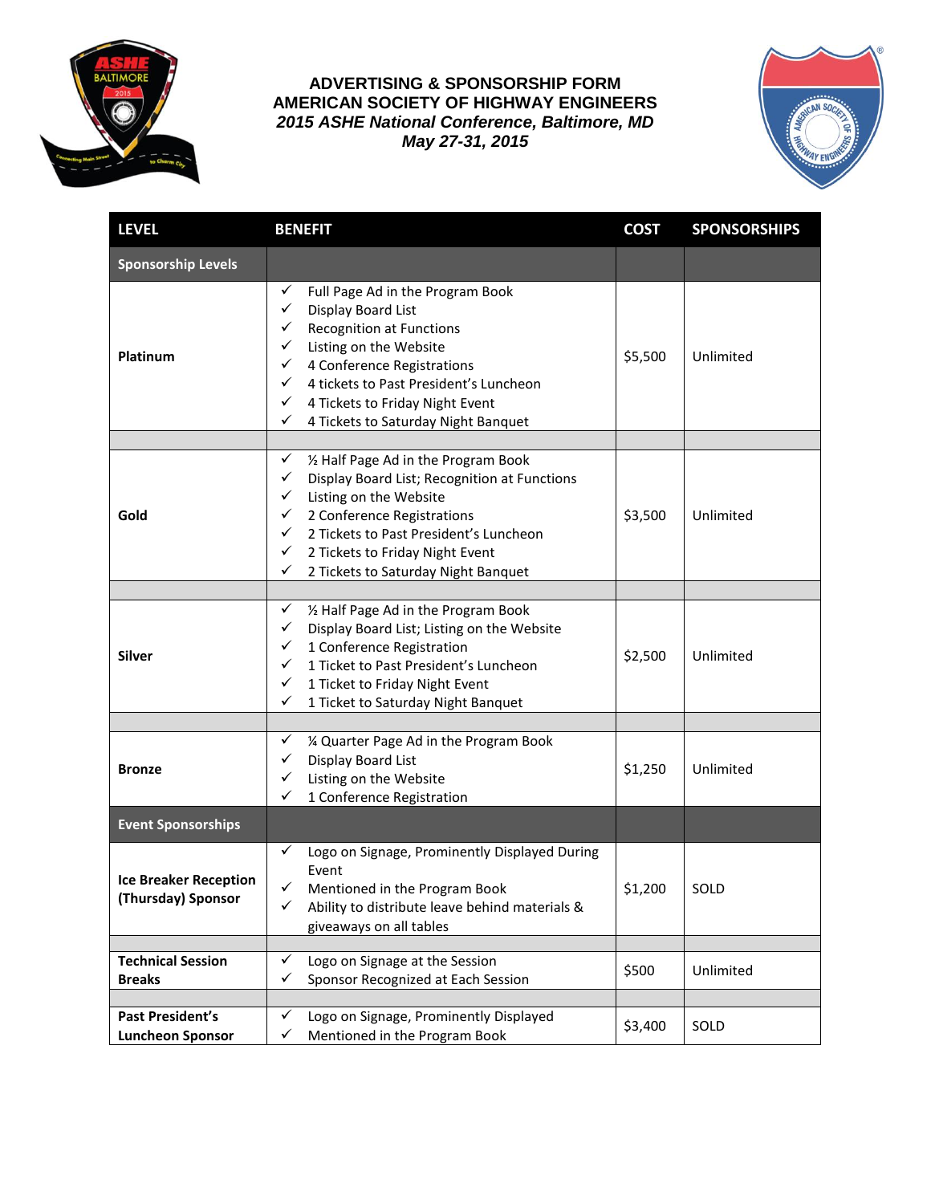# ADVERTISING & SPONSORSHIP FORM
# AMERICAN SOCIETY OF HIGHWAY ENGINEERS
## *2015 ASHE National Conference, Baltimore, MD*
## *May 27-31, 2015*

| LEVEL | BENEFIT | COST | SPONSORSHIPS |
|---|---|---|---|
| **Sponsorship Levels** | | | |
| **Platinum** | ✓ Full Page Ad in the Program Book<br>✓ Display Board List<br>✓ Recognition at Functions<br>✓ Listing on the Website<br>✓ 4 Conference Registrations<br>✓ 4 tickets to Past President's Luncheon<br>✓ 4 Tickets to Friday Night Event<br>✓ 4 Tickets to Saturday Night Banquet | $5,500 | Unlimited |
| **Gold** | ✓ ½ Half Page Ad in the Program Book<br>✓ Display Board List; Recognition at Functions<br>✓ Listing on the Website<br>✓ 2 Conference Registrations<br>✓ 2 Tickets to Past President's Luncheon<br>✓ 2 Tickets to Friday Night Event<br>✓ 2 Tickets to Saturday Night Banquet | $3,500 | Unlimited |
| **Silver** | ✓ ½ Half Page Ad in the Program Book<br>✓ Display Board List; Listing on the Website<br>✓ 1 Conference Registration<br>✓ 1 Ticket to Past President's Luncheon<br>✓ 1 Ticket to Friday Night Event<br>✓ 1 Ticket to Saturday Night Banquet | $2,500 | Unlimited |
| **Bronze** | ✓ ¼ Quarter Page Ad in the Program Book<br>✓ Display Board List<br>✓ Listing on the Website<br>✓ 1 Conference Registration | $1,250 | Unlimited |
| **Event Sponsorships** | | | |
| **Ice Breaker Reception (Thursday) Sponsor** | ✓ Logo on Signage, Prominently Displayed During Event<br>✓ Mentioned in the Program Book<br>✓ Ability to distribute leave behind materials & giveaways on all tables | $1,200 | SOLD |
| **Technical Session Breaks** | ✓ Logo on Signage at the Session<br>✓ Sponsor Recognized at Each Session | $500 | Unlimited |
| **Past President's Luncheon Sponsor** | ✓ Logo on Signage, Prominently Displayed<br>✓ Mentioned in the Program Book | $3,400 | SOLD |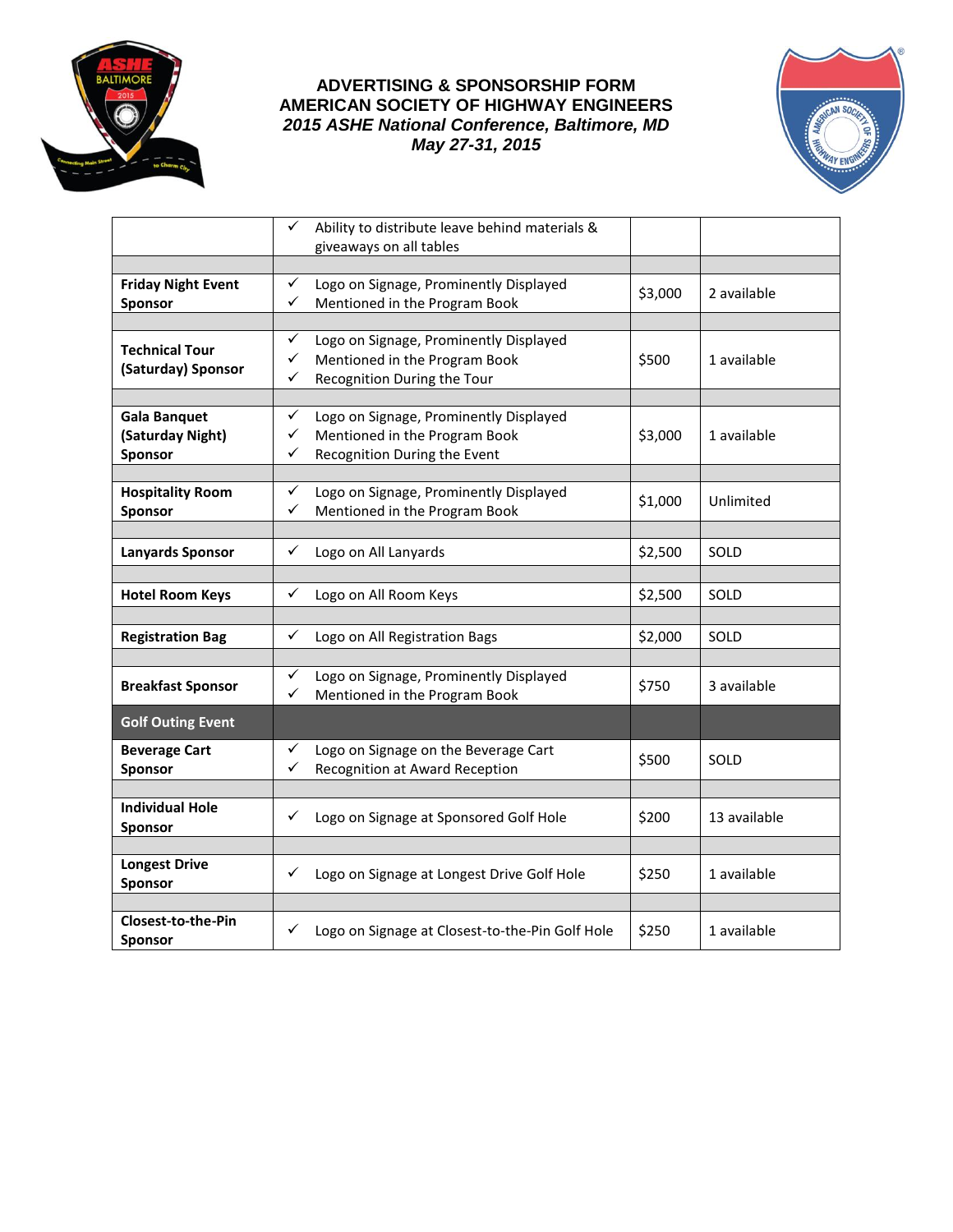**ADVERTISING & SPONSORSHIP FORM**
**AMERICAN SOCIETY OF HIGHWAY ENGINEERS**
***2015 ASHE National Conference, Baltimore, MD***
***May 27-31, 2015***

| | | | |
|---|---|---|---|
| | ✓ Ability to distribute leave behind materials & giveaways on all tables | | |
| | | | |
| **Friday Night Event Sponsor** | ✓ Logo on Signage, Prominently Displayed<br>✓ Mentioned in the Program Book | $3,000 | 2 available |
| | | | |
| **Technical Tour (Saturday) Sponsor** | ✓ Logo on Signage, Prominently Displayed<br>✓ Mentioned in the Program Book<br>✓ Recognition During the Tour | $500 | 1 available |
| | | | |
| **Gala Banquet (Saturday Night) Sponsor** | ✓ Logo on Signage, Prominently Displayed<br>✓ Mentioned in the Program Book<br>✓ Recognition During the Event | $3,000 | 1 available |
| | | | |
| **Hospitality Room Sponsor** | ✓ Logo on Signage, Prominently Displayed<br>✓ Mentioned in the Program Book | $1,000 | Unlimited |
| | | | |
| **Lanyards Sponsor** | ✓ Logo on All Lanyards | $2,500 | SOLD |
| | | | |
| **Hotel Room Keys** | ✓ Logo on All Room Keys | $2,500 | SOLD |
| | | | |
| **Registration Bag** | ✓ Logo on All Registration Bags | $2,000 | SOLD |
| | | | |
| **Breakfast Sponsor** | ✓ Logo on Signage, Prominently Displayed<br>✓ Mentioned in the Program Book | $750 | 3 available |
| **Golf Outing Event** | | | |
| **Beverage Cart Sponsor** | ✓ Logo on Signage on the Beverage Cart<br>✓ Recognition at Award Reception | $500 | SOLD |
| | | | |
| **Individual Hole Sponsor** | ✓ Logo on Signage at Sponsored Golf Hole | $200 | 13 available |
| | | | |
| **Longest Drive Sponsor** | ✓ Logo on Signage at Longest Drive Golf Hole | $250 | 1 available |
| | | | |
| **Closest-to-the-Pin Sponsor** | ✓ Logo on Signage at Closest-to-the-Pin Golf Hole | $250 | 1 available |